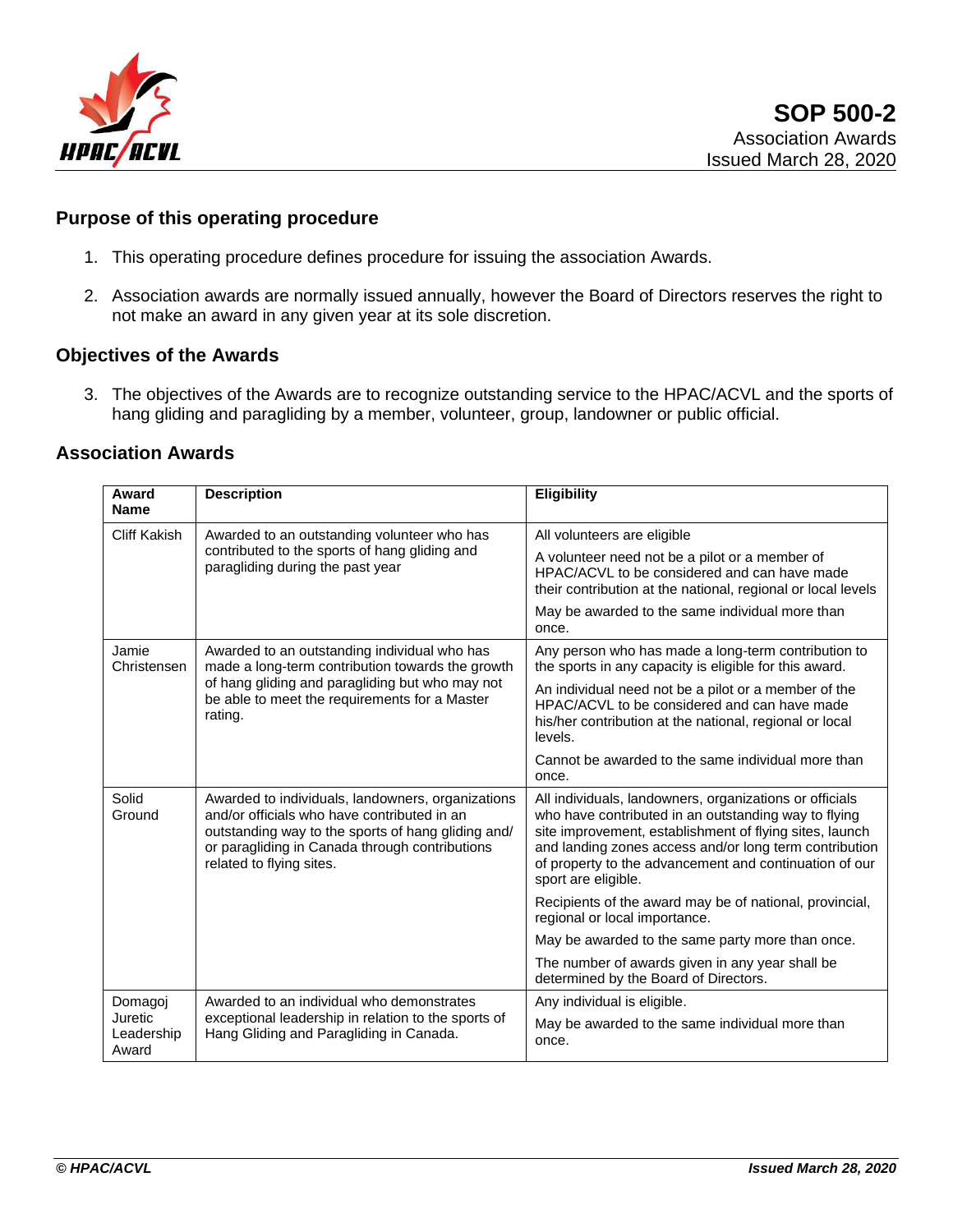# SOP 500-2

Association Awards

Issued March 28, 2020

## Purpose of this operating procedure

1. This operating procedure defines procedure for issuing the association Awards.
2. Association awards are normally issued annually, however the Board of Directors reserves the right to not make an award in any given year at its sole discretion.

## Objectives of the Awards

3. The objectives of the Awards are to recognize outstanding service to the HPAC/ACVL and the sports of hang gliding and paragliding by a member, volunteer, group, landowner or public official.

## Association Awards

| Award Name | Description | Eligibility |
|---|---|---|
| Cliff Kakish | Awarded to an outstanding volunteer who has contributed to the sports of hang gliding and paragliding during the past year | All volunteers are eligible<br><br>A volunteer need not be a pilot or a member of HPAC/ACVL to be considered and can have made their contribution at the national, regional or local levels<br><br>May be awarded to the same individual more than once. |
| Jamie Christensen | Awarded to an outstanding individual who has made a long-term contribution towards the growth of hang gliding and paragliding but who may not be able to meet the requirements for a Master rating. | Any person who has made a long-term contribution to the sports in any capacity is eligible for this award.<br><br>An individual need not be a pilot or a member of the HPAC/ACVL to be considered and can have made his/her contribution at the national, regional or local levels.<br><br>Cannot be awarded to the same individual more than once. |
| Solid Ground | Awarded to individuals, landowners, organizations and/or officials who have contributed in an outstanding way to the sports of hang gliding and/ or paragliding in Canada through contributions related to flying sites. | All individuals, landowners, organizations or officials who have contributed in an outstanding way to flying site improvement, establishment of flying sites, launch and landing zones access and/or long term contribution of property to the advancement and continuation of our sport are eligible.<br><br>Recipients of the award may be of national, provincial, regional or local importance.<br><br>May be awarded to the same party more than once.<br><br>The number of awards given in any year shall be determined by the Board of Directors. |
| Domagoj Juretic Leadership Award | Awarded to an individual who demonstrates exceptional leadership in relation to the sports of Hang Gliding and Paragliding in Canada. | Any individual is eligible.<br><br>May be awarded to the same individual more than once. |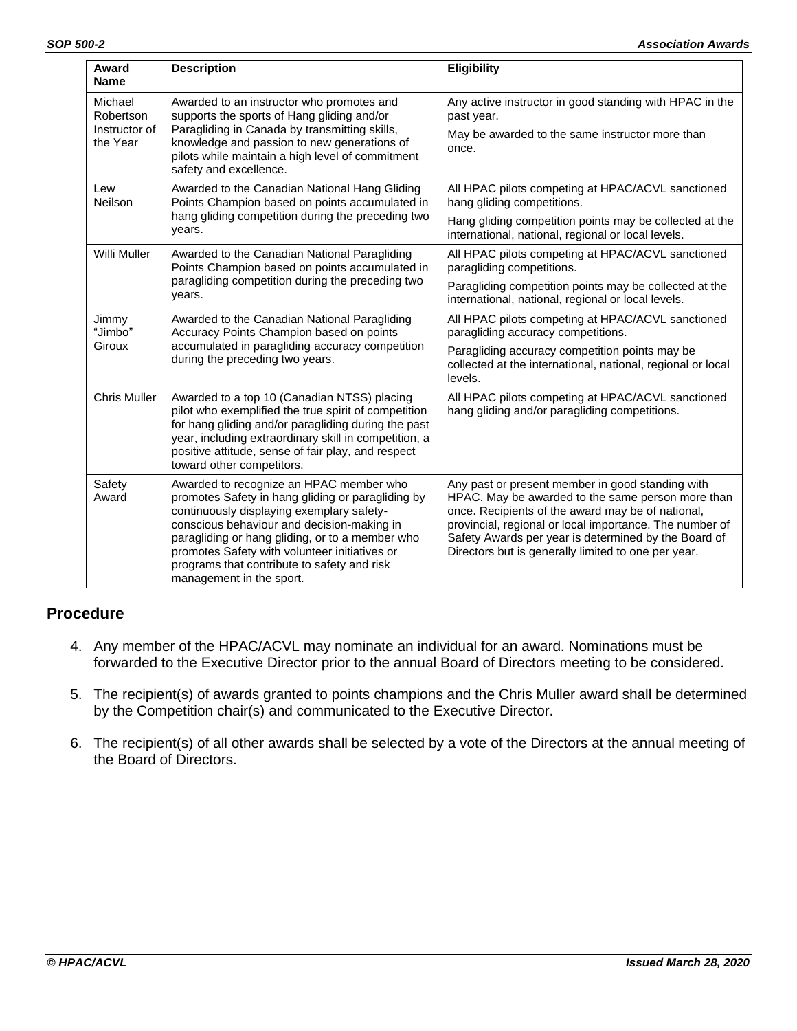| Award Name | Description | Eligibility |
|---|---|---|
| Michael Robertson Instructor of the Year | Awarded to an instructor who promotes and supports the sports of Hang gliding and/or Paragliding in Canada by transmitting skills, knowledge and passion to new generations of pilots while maintain a high level of commitment safety and excellence. | Any active instructor in good standing with HPAC in the past year. May be awarded to the same instructor more than once. |
| Lew Neilson | Awarded to the Canadian National Hang Gliding Points Champion based on points accumulated in hang gliding competition during the preceding two years. | All HPAC pilots competing at HPAC/ACVL sanctioned hang gliding competitions. Hang gliding competition points may be collected at the international, national, regional or local levels. |
| Willi Muller | Awarded to the Canadian National Paragliding Points Champion based on points accumulated in paragliding competition during the preceding two years. | All HPAC pilots competing at HPAC/ACVL sanctioned paragliding competitions. Paragliding competition points may be collected at the international, national, regional or local levels. |
| Jimmy "Jimbo" Giroux | Awarded to the Canadian National Paragliding Accuracy Points Champion based on points accumulated in paragliding accuracy competition during the preceding two years. | All HPAC pilots competing at HPAC/ACVL sanctioned paragliding accuracy competitions. Paragliding accuracy competition points may be collected at the international, national, regional or local levels. |
| Chris Muller | Awarded to a top 10 (Canadian NTSS) placing pilot who exemplified the true spirit of competition for hang gliding and/or paragliding during the past year, including extraordinary skill in competition, a positive attitude, sense of fair play, and respect toward other competitors. | All HPAC pilots competing at HPAC/ACVL sanctioned hang gliding and/or paragliding competitions. |
| Safety Award | Awarded to recognize an HPAC member who promotes Safety in hang gliding or paragliding by continuously displaying exemplary safety-conscious behaviour and decision-making in paragliding or hang gliding, or to a member who promotes Safety with volunteer initiatives or programs that contribute to safety and risk management in the sport. | Any past or present member in good standing with HPAC. May be awarded to the same person more than once. Recipients of the award may be of national, provincial, regional or local importance. The number of Safety Awards per year is determined by the Board of Directors but is generally limited to one per year. |

## Procedure

4. Any member of the HPAC/ACVL may nominate an individual for an award. Nominations must be forwarded to the Executive Director prior to the annual Board of Directors meeting to be considered.

5. The recipient(s) of awards granted to points champions and the Chris Muller award shall be determined by the Competition chair(s) and communicated to the Executive Director.

6. The recipient(s) of all other awards shall be selected by a vote of the Directors at the annual meeting of the Board of Directors.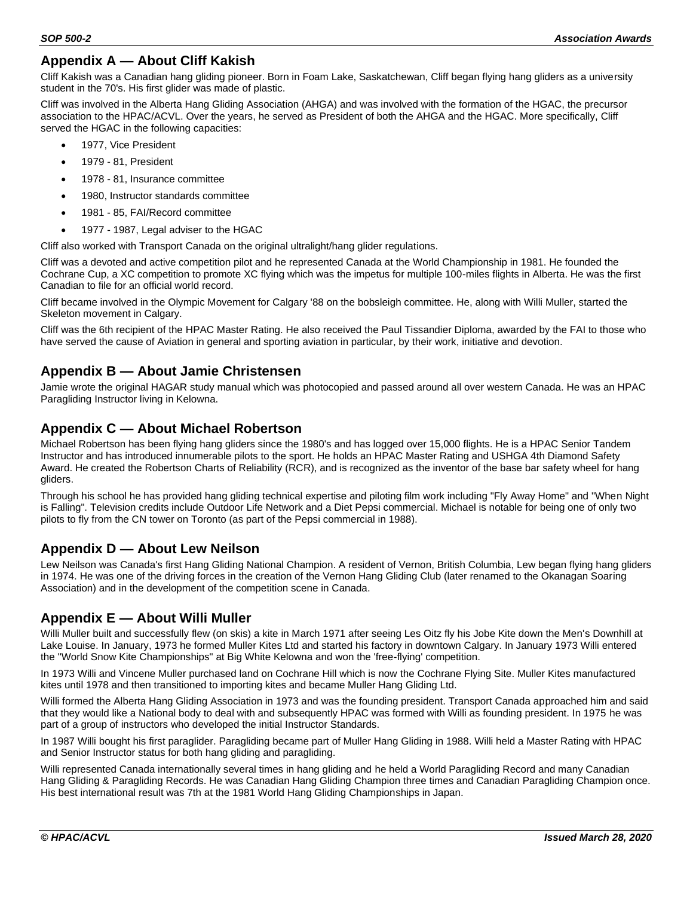## Appendix A — About Cliff Kakish

Cliff Kakish was a Canadian hang gliding pioneer. Born in Foam Lake, Saskatchewan, Cliff began flying hang gliders as a university student in the 70's. His first glider was made of plastic.

Cliff was involved in the Alberta Hang Gliding Association (AHGA) and was involved with the formation of the HGAC, the precursor association to the HPAC/ACVL. Over the years, he served as President of both the AHGA and the HGAC. More specifically, Cliff served the HGAC in the following capacities:

- 1977, Vice President
- 1979 - 81, President
- 1978 - 81, Insurance committee
- 1980, Instructor standards committee
- 1981 - 85, FAI/Record committee
- 1977 - 1987, Legal adviser to the HGAC

Cliff also worked with Transport Canada on the original ultralight/hang glider regulations.

Cliff was a devoted and active competition pilot and he represented Canada at the World Championship in 1981. He founded the Cochrane Cup, a XC competition to promote XC flying which was the impetus for multiple 100-miles flights in Alberta. He was the first Canadian to file for an official world record.

Cliff became involved in the Olympic Movement for Calgary '88 on the bobsleigh committee. He, along with Willi Muller, started the Skeleton movement in Calgary.

Cliff was the 6th recipient of the HPAC Master Rating. He also received the Paul Tissandier Diploma, awarded by the FAI to those who have served the cause of Aviation in general and sporting aviation in particular, by their work, initiative and devotion.

## Appendix B — About Jamie Christensen

Jamie wrote the original HAGAR study manual which was photocopied and passed around all over western Canada. He was an HPAC Paragliding Instructor living in Kelowna.

## Appendix C — About Michael Robertson

Michael Robertson has been flying hang gliders since the 1980's and has logged over 15,000 flights. He is a HPAC Senior Tandem Instructor and has introduced innumerable pilots to the sport. He holds an HPAC Master Rating and USHGA 4th Diamond Safety Award. He created the Robertson Charts of Reliability (RCR), and is recognized as the inventor of the base bar safety wheel for hang gliders.

Through his school he has provided hang gliding technical expertise and piloting film work including "Fly Away Home" and "When Night is Falling". Television credits include Outdoor Life Network and a Diet Pepsi commercial. Michael is notable for being one of only two pilots to fly from the CN tower on Toronto (as part of the Pepsi commercial in 1988).

## Appendix D — About Lew Neilson

Lew Neilson was Canada's first Hang Gliding National Champion. A resident of Vernon, British Columbia, Lew began flying hang gliders in 1974. He was one of the driving forces in the creation of the Vernon Hang Gliding Club (later renamed to the Okanagan Soaring Association) and in the development of the competition scene in Canada.

## Appendix E — About Willi Muller

Willi Muller built and successfully flew (on skis) a kite in March 1971 after seeing Les Oitz fly his Jobe Kite down the Men's Downhill at Lake Louise. In January, 1973 he formed Muller Kites Ltd and started his factory in downtown Calgary. In January 1973 Willi entered the "World Snow Kite Championships" at Big White Kelowna and won the 'free-flying' competition.

In 1973 Willi and Vincene Muller purchased land on Cochrane Hill which is now the Cochrane Flying Site. Muller Kites manufactured kites until 1978 and then transitioned to importing kites and became Muller Hang Gliding Ltd.

Willi formed the Alberta Hang Gliding Association in 1973 and was the founding president. Transport Canada approached him and said that they would like a National body to deal with and subsequently HPAC was formed with Willi as founding president. In 1975 he was part of a group of instructors who developed the initial Instructor Standards.

In 1987 Willi bought his first paraglider. Paragliding became part of Muller Hang Gliding in 1988. Willi held a Master Rating with HPAC and Senior Instructor status for both hang gliding and paragliding.

Willi represented Canada internationally several times in hang gliding and he held a World Paragliding Record and many Canadian Hang Gliding & Paragliding Records. He was Canadian Hang Gliding Champion three times and Canadian Paragliding Champion once. His best international result was 7th at the 1981 World Hang Gliding Championships in Japan.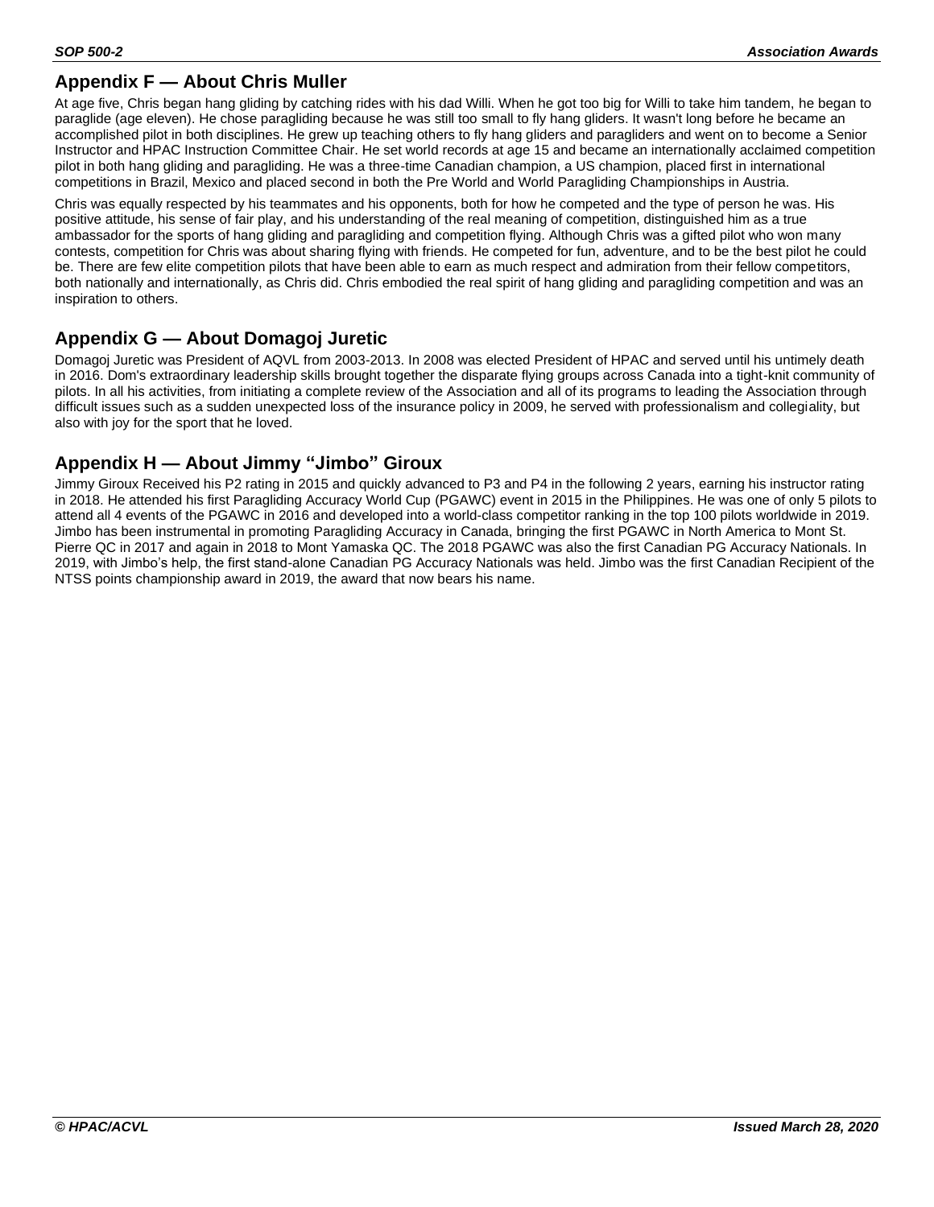## Appendix F — About Chris Muller

At age five, Chris began hang gliding by catching rides with his dad Willi. When he got too big for Willi to take him tandem, he began to paraglide (age eleven). He chose paragliding because he was still too small to fly hang gliders. It wasn't long before he became an accomplished pilot in both disciplines. He grew up teaching others to fly hang gliders and paragliders and went on to become a Senior Instructor and HPAC Instruction Committee Chair. He set world records at age 15 and became an internationally acclaimed competition pilot in both hang gliding and paragliding. He was a three-time Canadian champion, a US champion, placed first in international competitions in Brazil, Mexico and placed second in both the Pre World and World Paragliding Championships in Austria.

Chris was equally respected by his teammates and his opponents, both for how he competed and the type of person he was. His positive attitude, his sense of fair play, and his understanding of the real meaning of competition, distinguished him as a true ambassador for the sports of hang gliding and paragliding and competition flying. Although Chris was a gifted pilot who won many contests, competition for Chris was about sharing flying with friends. He competed for fun, adventure, and to be the best pilot he could be. There are few elite competition pilots that have been able to earn as much respect and admiration from their fellow competitors, both nationally and internationally, as Chris did. Chris embodied the real spirit of hang gliding and paragliding competition and was an inspiration to others.

## Appendix G — About Domagoj Juretic

Domagoj Juretic was President of AQVL from 2003-2013. In 2008 was elected President of HPAC and served until his untimely death in 2016. Dom's extraordinary leadership skills brought together the disparate flying groups across Canada into a tight-knit community of pilots. In all his activities, from initiating a complete review of the Association and all of its programs to leading the Association through difficult issues such as a sudden unexpected loss of the insurance policy in 2009, he served with professionalism and collegiality, but also with joy for the sport that he loved.

## Appendix H — About Jimmy "Jimbo" Giroux

Jimmy Giroux Received his P2 rating in 2015 and quickly advanced to P3 and P4 in the following 2 years, earning his instructor rating in 2018. He attended his first Paragliding Accuracy World Cup (PGAWC) event in 2015 in the Philippines. He was one of only 5 pilots to attend all 4 events of the PGAWC in 2016 and developed into a world-class competitor ranking in the top 100 pilots worldwide in 2019. Jimbo has been instrumental in promoting Paragliding Accuracy in Canada, bringing the first PGAWC in North America to Mont St. Pierre QC in 2017 and again in 2018 to Mont Yamaska QC. The 2018 PGAWC was also the first Canadian PG Accuracy Nationals. In 2019, with Jimbo's help, the first stand-alone Canadian PG Accuracy Nationals was held. Jimbo was the first Canadian Recipient of the NTSS points championship award in 2019, the award that now bears his name.